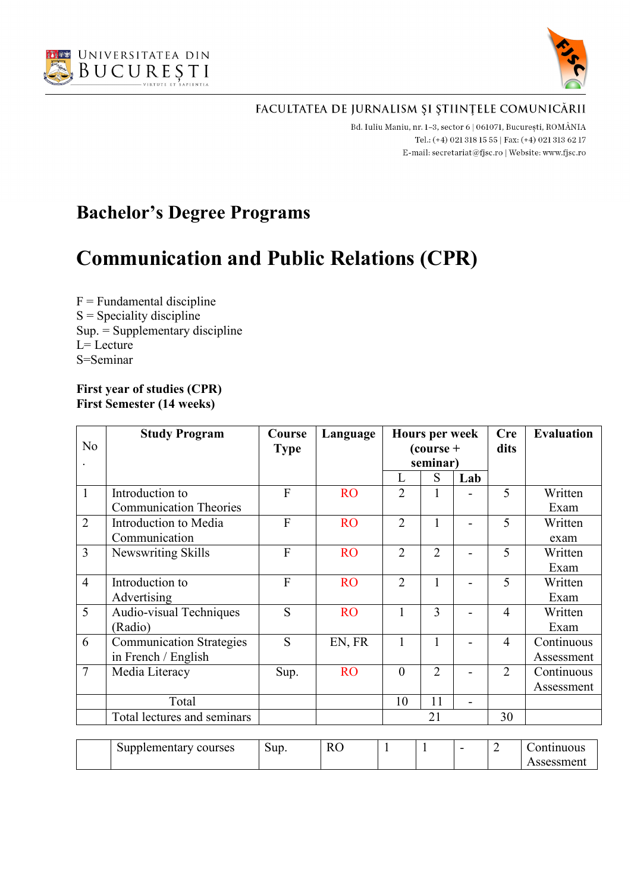UNIVERSITATEA DIN BUCUREȘTI

FACULTATEA DE JURNALISM ȘI ȘTIINȚELE COMUNICĂRII

Bd. Iuliu Maniu, nr. 1-3, sector 6 | 061071, București, ROMÂNIA
Tel.: (+4) 021 318 15 55 | Fax: (+4) 021 313 62 17
E-mail: secretariat@fjsc.ro | Website: www.fjsc.ro

# Bachelor's Degree Programs

# Communication and Public Relations (CPR)

F = Fundamental discipline
S = Speciality discipline
Sup. = Supplementary discipline
L= Lecture
S=Seminar

**First year of studies (CPR)**
**First Semester (14 weeks)**

| No. | Study Program | Course Type | Language | Hours per week (course + seminar) | | | Credits | Evaluation |
|---|---|---|---|---|---|---|---|---|
| | | | | L | S | Lab | | |
| 1 | Introduction to Communication Theories | F | RO | 2 | 1 | - | 5 | Written Exam |
| 2 | Introduction to Media Communication | F | RO | 2 | 1 | - | 5 | Written exam |
| 3 | Newswriting Skills | F | RO | 2 | 2 | - | 5 | Written Exam |
| 4 | Introduction to Advertising | F | RO | 2 | 1 | - | 5 | Written Exam |
| 5 | Audio-visual Techniques (Radio) | S | RO | 1 | 3 | - | 4 | Written Exam |
| 6 | Communication Strategies in French / English | S | EN, FR | 1 | 1 | - | 4 | Continuous Assessment |
| 7 | Media Literacy | Sup. | RO | 0 | 2 | - | 2 | Continuous Assessment |
| | Total | | | 10 | 11 | - | | |
| | Total lectures and seminars | | | 21 | | | 30 | |

| | | | | | | | | |
|---|---|---|---|---|---|---|---|---|
| | Supplementary courses | Sup. | RO | 1 | 1 | - | 2 | Continuous Assessment |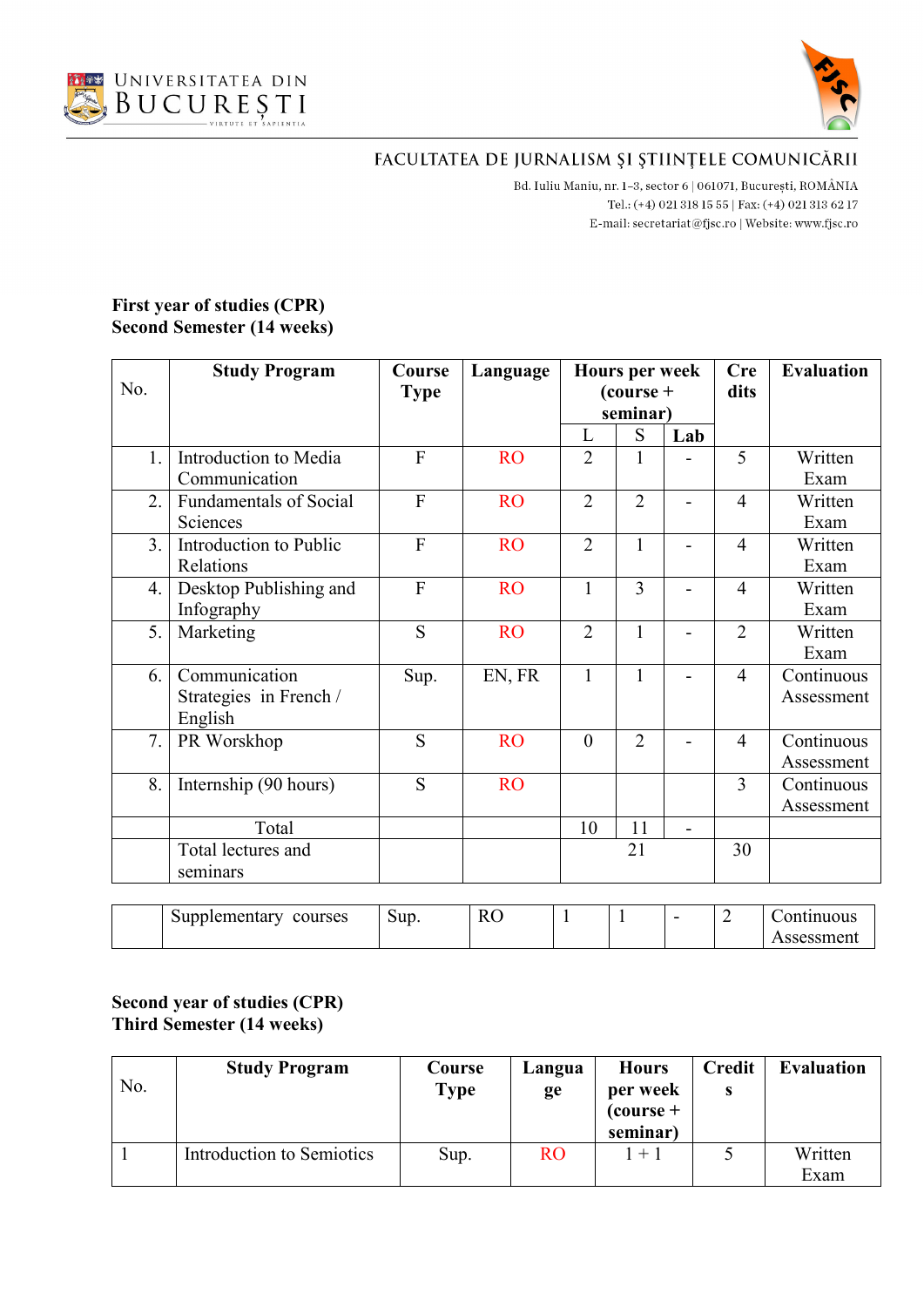UNIVERSITATEA DIN BUCUREȘTI

FACULTATEA DE JURNALISM ȘI ȘTIINȚELE COMUNICĂRII

Bd. Iuliu Maniu, nr. 1–3, sector 6 | 061071, București, ROMÂNIA
Tel.: (+4) 021 318 15 55 | Fax: (+4) 021 313 62 17
E-mail: secretariat@fjsc.ro | Website: www.fjsc.ro

**First year of studies (CPR)**
**Second Semester (14 weeks)**

| No. | Study Program | Course Type | Language | Hours per week (course + seminar) | | | Credits | Evaluation |
|---|---|---|---|---|---|---|---|---|
| | | | | L | S | Lab | | |
| 1. | Introduction to Media Communication | F | RO | 2 | 1 | - | 5 | Written Exam |
| 2. | Fundamentals of Social Sciences | F | RO | 2 | 2 | - | 4 | Written Exam |
| 3. | Introduction to Public Relations | F | RO | 2 | 1 | - | 4 | Written Exam |
| 4. | Desktop Publishing and Infography | F | RO | 1 | 3 | - | 4 | Written Exam |
| 5. | Marketing | S | RO | 2 | 1 | - | 2 | Written Exam |
| 6. | Communication Strategies in French / English | Sup. | EN, FR | 1 | 1 | - | 4 | Continuous Assessment |
| 7. | PR Worskhop | S | RO | 0 | 2 | - | 4 | Continuous Assessment |
| 8. | Internship (90 hours) | S | RO | | | | 3 | Continuous Assessment |
| | Total | | | 10 | 11 | - | | |
| | Total lectures and seminars | | | 21 | | | 30 | |

| | | | | | | | | |
|---|---|---|---|---|---|---|---|---|
| | Supplementary courses | Sup. | RO | 1 | 1 | - | 2 | Continuous Assessment |

**Second year of studies (CPR)**
**Third Semester (14 weeks)**

| No. | Study Program | Course Type | Language | Hours per week (course + seminar) | Credits | Evaluation |
|---|---|---|---|---|---|---|
| 1 | Introduction to Semiotics | Sup. | RO | 1 + 1 | 5 | Written Exam |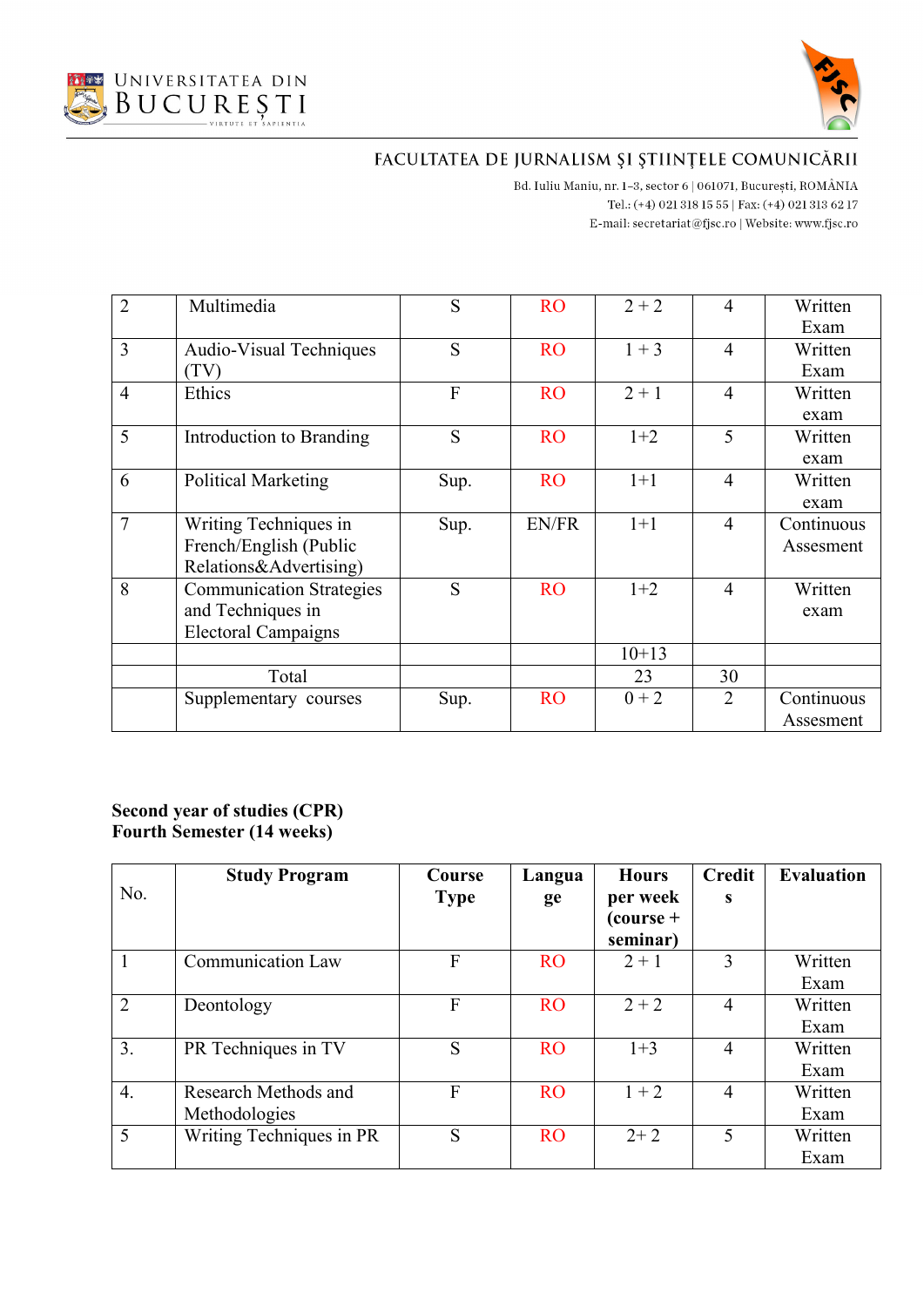| | | | | | | |
|---|---|---|---|---|---|---|
| 2 | Multimedia | S | RO | 2 + 2 | 4 | Written Exam |
| 3 | Audio-Visual Techniques (TV) | S | RO | 1 + 3 | 4 | Written Exam |
| 4 | Ethics | F | RO | 2 + 1 | 4 | Written exam |
| 5 | Introduction to Branding | S | RO | 1+2 | 5 | Written exam |
| 6 | Political Marketing | Sup. | RO | 1+1 | 4 | Written exam |
| 7 | Writing Techniques in French/English (Public Relations&Advertising) | Sup. | EN/FR | 1+1 | 4 | Continuous Assesment |
| 8 | Communication Strategies and Techniques in Electoral Campaigns | S | RO | 1+2 | 4 | Written exam |
| | | | | 10+13 | | |
| | Total | | | 23 | 30 | |
| | Supplementary courses | Sup. | RO | 0 + 2 | 2 | Continuous Assesment |

**Second year of studies (CPR)**
**Fourth Semester (14 weeks)**

| No. | Study Program | Course Type | Language | Hours per week (course + seminar) | Credits | Evaluation |
|---|---|---|---|---|---|---|
| 1 | Communication Law | F | RO | 2 + 1 | 3 | Written Exam |
| 2 | Deontology | F | RO | 2 + 2 | 4 | Written Exam |
| 3. | PR Techniques in TV | S | RO | 1+3 | 4 | Written Exam |
| 4. | Research Methods and Methodologies | F | RO | 1 + 2 | 4 | Written Exam |
| 5 | Writing Techniques in PR | S | RO | 2+ 2 | 5 | Written Exam |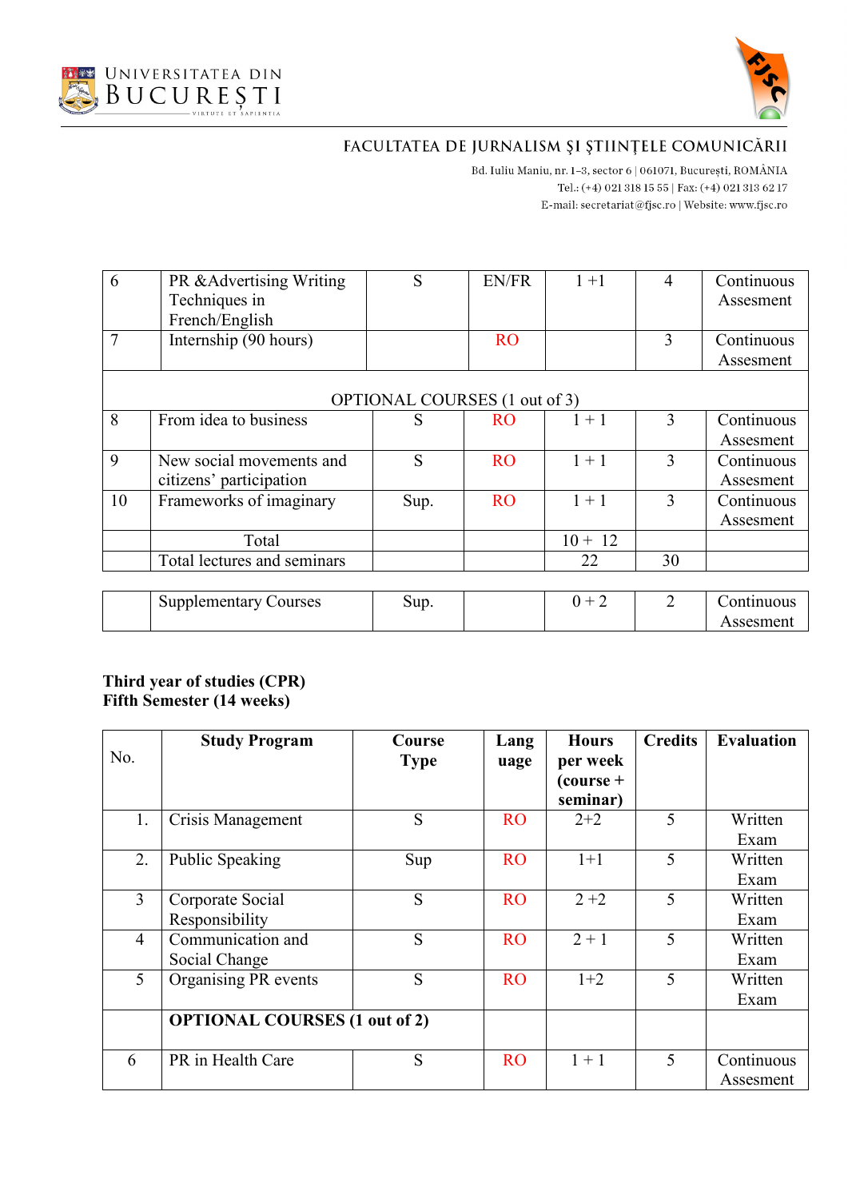| | | | | | | |
|---|---|---|---|---|---|---|
| 6 | PR &Advertising Writing Techniques in French/English | S | EN/FR | 1 +1 | 4 | Continuous Assesment |
| 7 | Internship (90 hours) | | RO | | 3 | Continuous Assesment |
| | OPTIONAL COURSES (1 out of 3) | | | | | |
| 8 | From idea to business | S | RO | 1 + 1 | 3 | Continuous Assesment |
| 9 | New social movements and citizens' participation | S | RO | 1 + 1 | 3 | Continuous Assesment |
| 10 | Frameworks of imaginary | Sup. | RO | 1 + 1 | 3 | Continuous Assesment |
| | Total | | | 10 + 12 | | |
| | Total lectures and seminars | | | 22 | 30 | |

| | | | | | | |
|---|---|---|---|---|---|---|
| | Supplementary Courses | Sup. | | 0 + 2 | 2 | Continuous Assesment |

**Third year of studies (CPR)**
**Fifth Semester (14 weeks)**

| No. | Study Program | Course Type | Language | Hours per week (course + seminar) | Credits | Evaluation |
|---|---|---|---|---|---|---|
| 1. | Crisis Management | S | RO | 2+2 | 5 | Written Exam |
| 2. | Public Speaking | Sup | RO | 1+1 | 5 | Written Exam |
| 3 | Corporate Social Responsibility | S | RO | 2 +2 | 5 | Written Exam |
| 4 | Communication and Social Change | S | RO | 2 + 1 | 5 | Written Exam |
| 5 | Organising PR events | S | RO | 1+2 | 5 | Written Exam |
| | **OPTIONAL COURSES (1 out of 2)** | | | | | |
| 6 | PR in Health Care | S | RO | 1 + 1 | 5 | Continuous Assesment |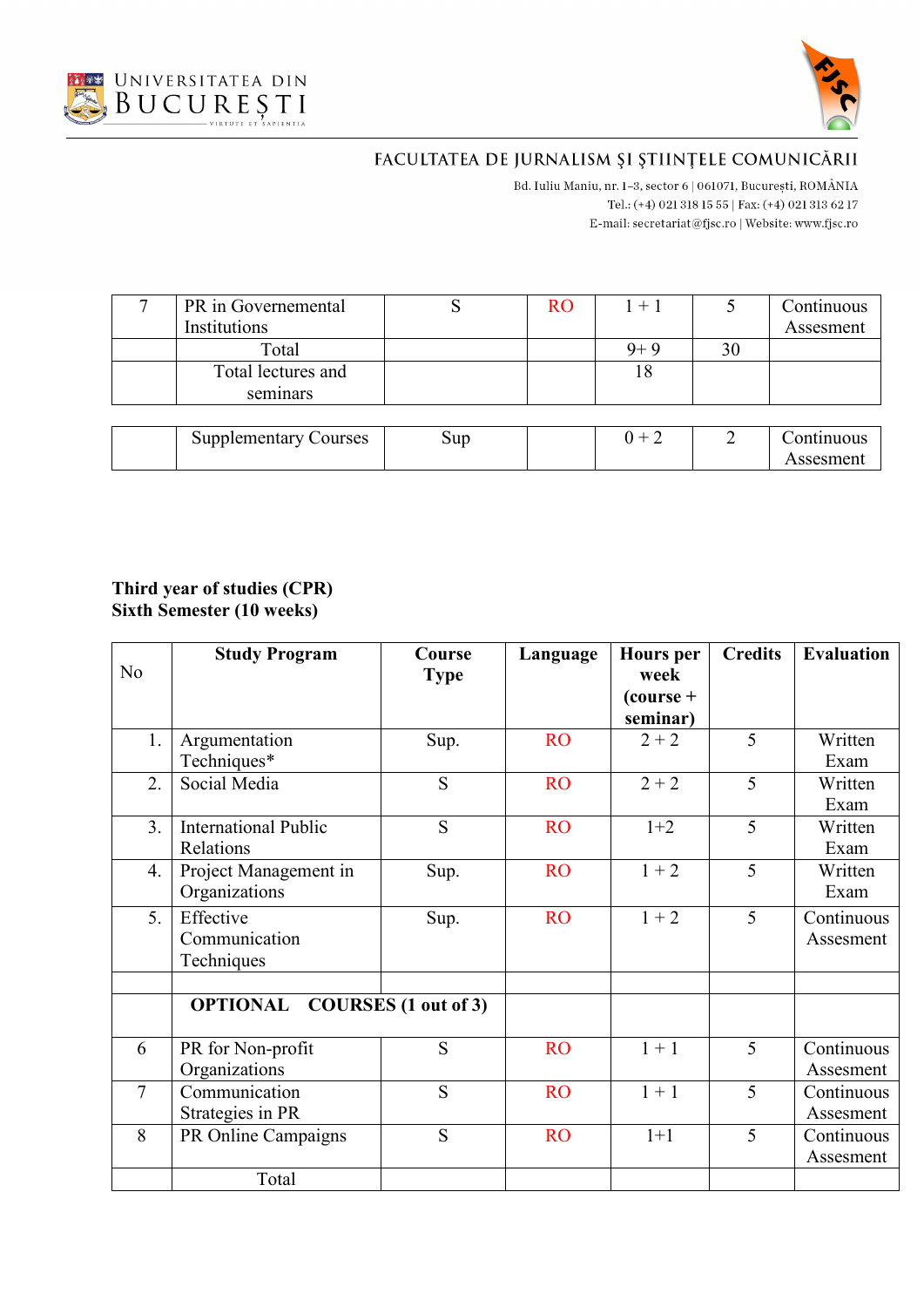FACULTATEA DE JURNALISM ȘI ȘTIINȚELE COMUNICĂRII

Bd. Iuliu Maniu, nr. 1-3, sector 6 | 061071, București, ROMÂNIA
Tel.: (+4) 021 318 15 55 | Fax: (+4) 021 313 62 17
E-mail: secretariat@fjsc.ro | Website: www.fjsc.ro

| | | | | | | |
|---|---|---|---|---|---|---|
| 7 | PR in Governemental Institutions | S | RO | 1 + 1 | 5 | Continuous Assesment |
| | Total | | | 9+ 9 | 30 | |
| | Total lectures and seminars | | | 18 | | |

| | | | | | | |
|---|---|---|---|---|---|---|
| | Supplementary Courses | Sup | | 0 + 2 | 2 | Continuous Assesment |

**Third year of studies (CPR)**
**Sixth Semester (10 weeks)**

| No | Study Program | Course Type | Language | Hours per week (course + seminar) | Credits | Evaluation |
|---|---|---|---|---|---|---|
| 1. | Argumentation Techniques* | Sup. | RO | 2 + 2 | 5 | Written Exam |
| 2. | Social Media | S | RO | 2 + 2 | 5 | Written Exam |
| 3. | International Public Relations | S | RO | 1+2 | 5 | Written Exam |
| 4. | Project Management in Organizations | Sup. | RO | 1 + 2 | 5 | Written Exam |
| 5. | Effective Communication Techniques | Sup. | RO | 1 + 2 | 5 | Continuous Assesment |
| | | | | | | |
| | **OPTIONAL COURSES (1 out of 3)** | | | | | |
| 6 | PR for Non-profit Organizations | S | RO | 1 + 1 | 5 | Continuous Assesment |
| 7 | Communication Strategies in PR | S | RO | 1 + 1 | 5 | Continuous Assesment |
| 8 | PR Online Campaigns | S | RO | 1+1 | 5 | Continuous Assesment |
| | Total | | | | | |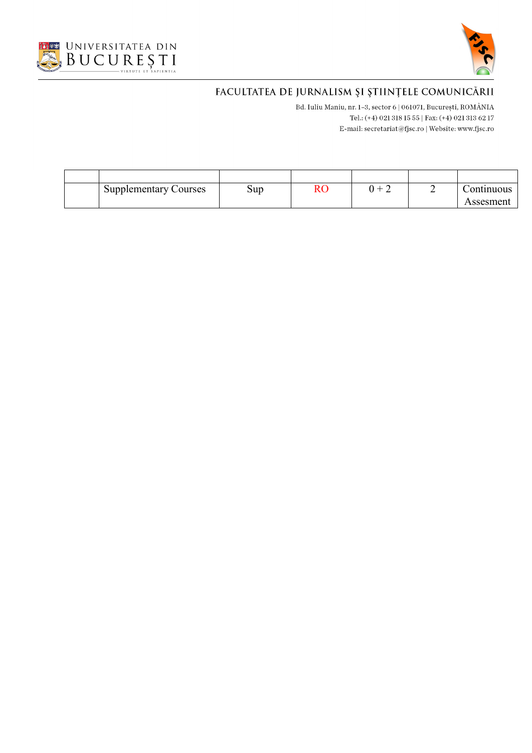FACULTATEA DE JURNALISM ŞI ŞTIINŢELE COMUNICĂRII

Bd. Iuliu Maniu, nr. 1-3, sector 6 | 061071, București, ROMÂNIA
Tel.: (+4) 021 318 15 55 | Fax: (+4) 021 313 62 17
E-mail: secretariat@fjsc.ro | Website: www.fjsc.ro

| | | | | | | |
|---|---|---|---|---|---|---|
| | Supplementary Courses | Sup | RO | 0 + 2 | 2 | Continuous Assesment |